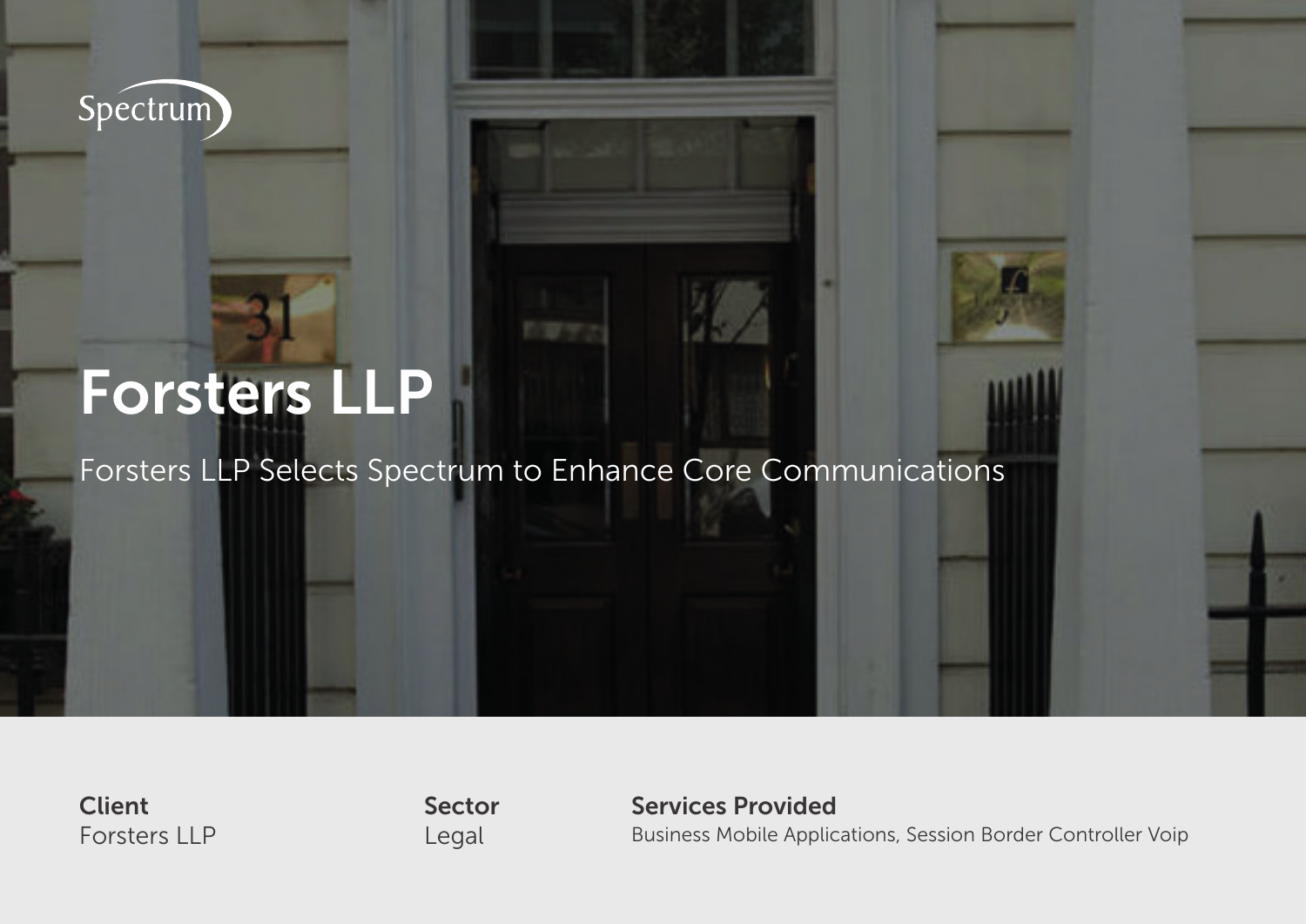Spectrum

# Forsters LLP

Forsters LLP Selects Spectrum to Enhance Core Communications

**Client**
Forsters LLP

**Sector**
Legal

**Services Provided**
Business Mobile Applications, Session Border Controller Voip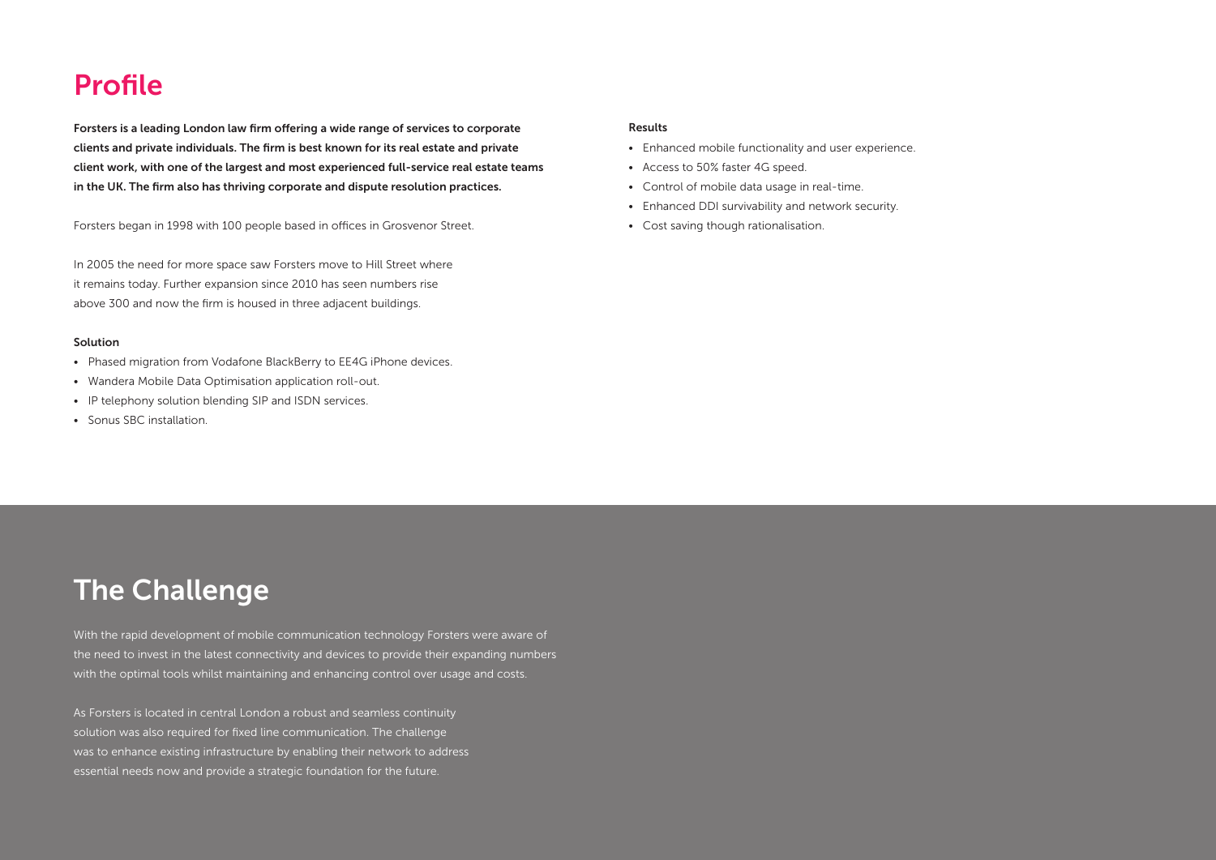# Profile

**Forsters is a leading London law firm offering a wide range of services to corporate clients and private individuals. The firm is best known for its real estate and private client work, with one of the largest and most experienced full-service real estate teams in the UK. The firm also has thriving corporate and dispute resolution practices.**

Forsters began in 1998 with 100 people based in offices in Grosvenor Street.

In 2005 the need for more space saw Forsters move to Hill Street where it remains today. Further expansion since 2010 has seen numbers rise above 300 and now the firm is housed in three adjacent buildings.

### Solution

- Phased migration from Vodafone BlackBerry to EE4G iPhone devices.
- Wandera Mobile Data Optimisation application roll-out.
- IP telephony solution blending SIP and ISDN services.
- Sonus SBC installation.

### Results

- Enhanced mobile functionality and user experience.
- Access to 50% faster 4G speed.
- Control of mobile data usage in real-time.
- Enhanced DDI survivability and network security.
- Cost saving though rationalisation.

# The Challenge

With the rapid development of mobile communication technology Forsters were aware of the need to invest in the latest connectivity and devices to provide their expanding numbers with the optimal tools whilst maintaining and enhancing control over usage and costs.

As Forsters is located in central London a robust and seamless continuity solution was also required for fixed line communication. The challenge was to enhance existing infrastructure by enabling their network to address essential needs now and provide a strategic foundation for the future.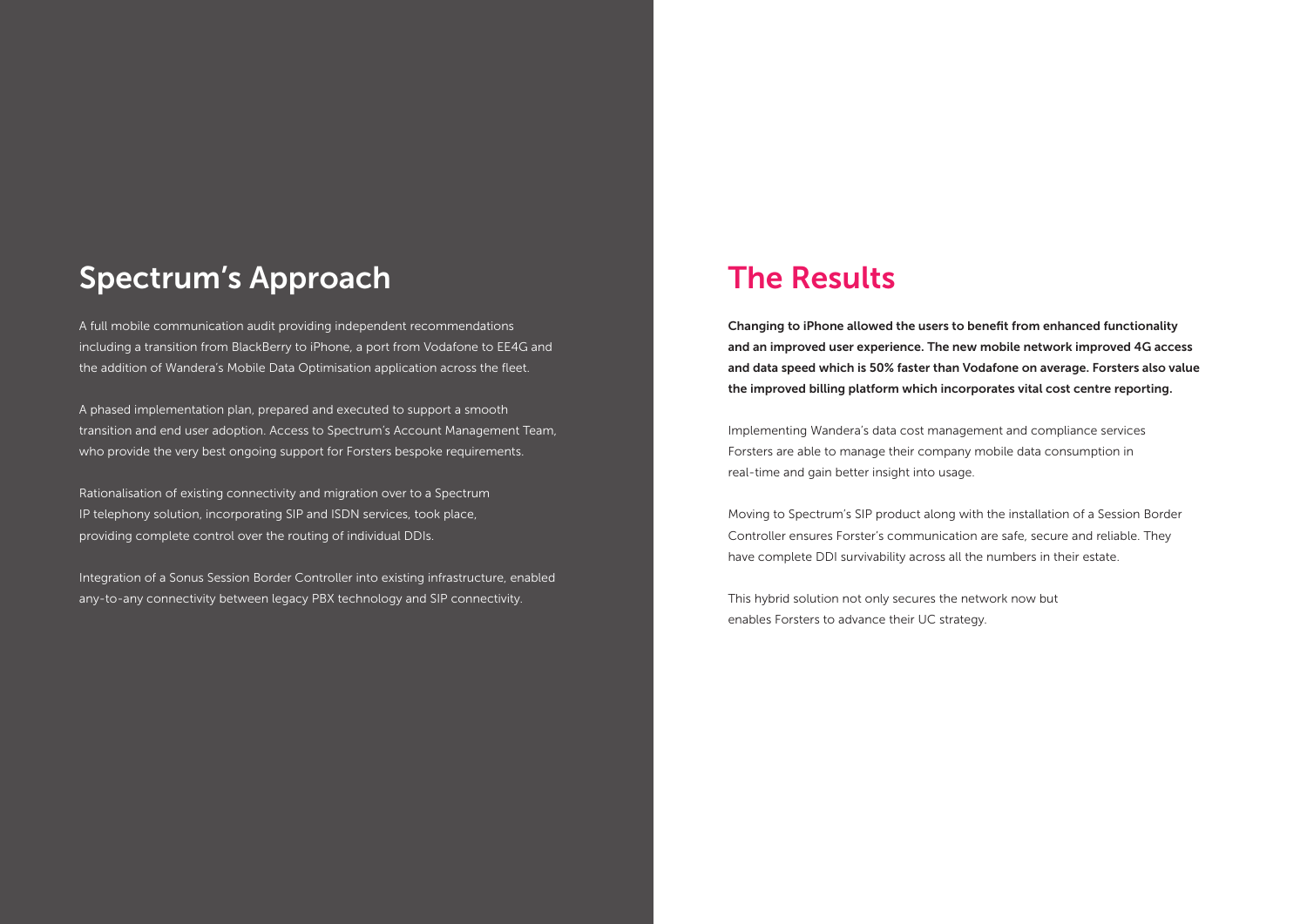## Spectrum's Approach

A full mobile communication audit providing independent recommendations including a transition from BlackBerry to iPhone, a port from Vodafone to EE4G and the addition of Wandera's Mobile Data Optimisation application across the fleet.

A phased implementation plan, prepared and executed to support a smooth transition and end user adoption. Access to Spectrum's Account Management Team, who provide the very best ongoing support for Forsters bespoke requirements.

Rationalisation of existing connectivity and migration over to a Spectrum IP telephony solution, incorporating SIP and ISDN services, took place, providing complete control over the routing of individual DDIs.

Integration of a Sonus Session Border Controller into existing infrastructure, enabled any-to-any connectivity between legacy PBX technology and SIP connectivity.

## The Results

**Changing to iPhone allowed the users to benefit from enhanced functionality and an improved user experience. The new mobile network improved 4G access and data speed which is 50% faster than Vodafone on average. Forsters also value the improved billing platform which incorporates vital cost centre reporting.**

Implementing Wandera's data cost management and compliance services Forsters are able to manage their company mobile data consumption in real-time and gain better insight into usage.

Moving to Spectrum's SIP product along with the installation of a Session Border Controller ensures Forster's communication are safe, secure and reliable. They have complete DDI survivability across all the numbers in their estate.

This hybrid solution not only secures the network now but enables Forsters to advance their UC strategy.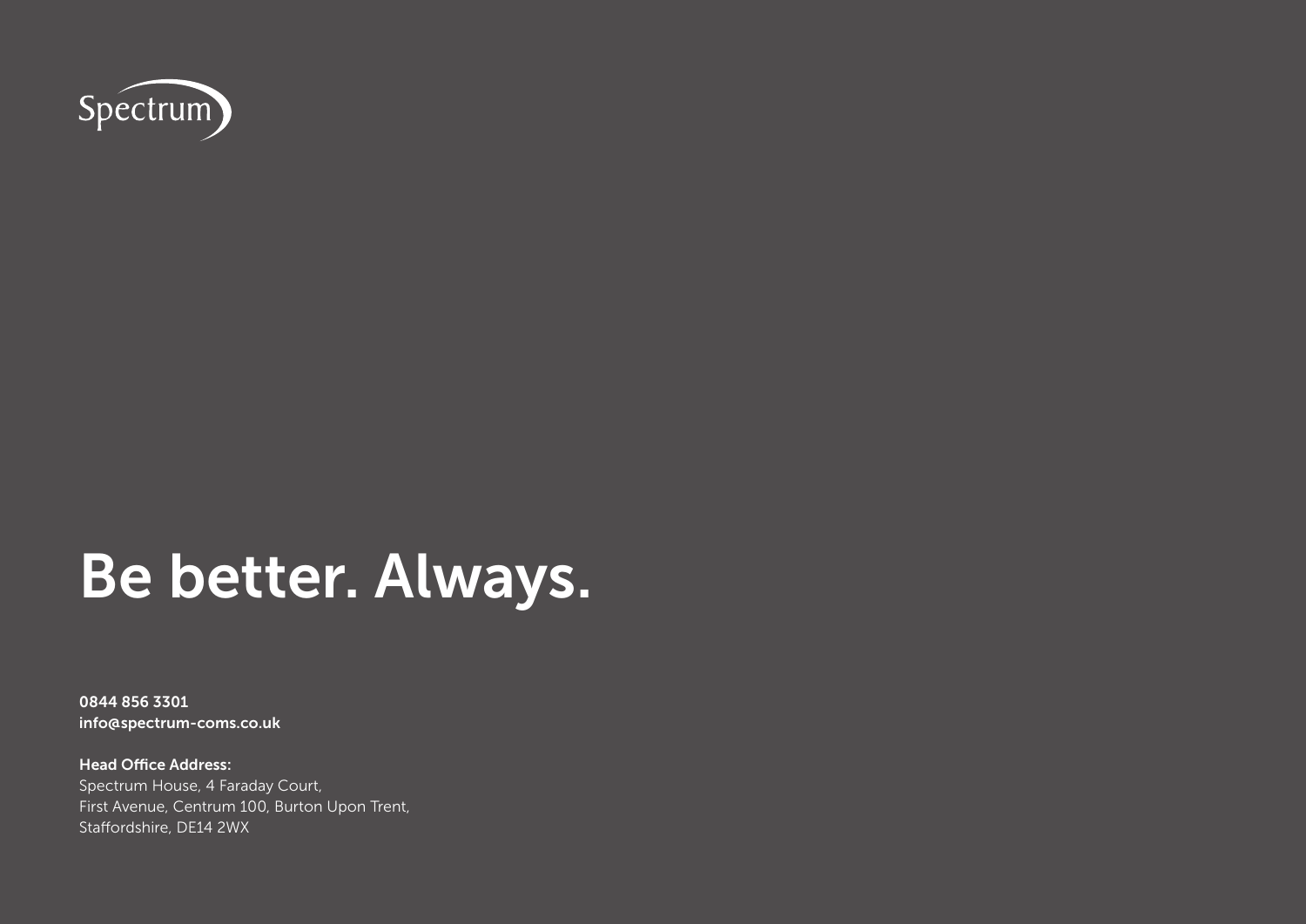Spectrum

# Be better. Always.

**0844 856 3301**
**info@spectrum-coms.co.uk**

**Head Office Address:**
Spectrum House, 4 Faraday Court,
First Avenue, Centrum 100, Burton Upon Trent,
Staffordshire, DE14 2WX